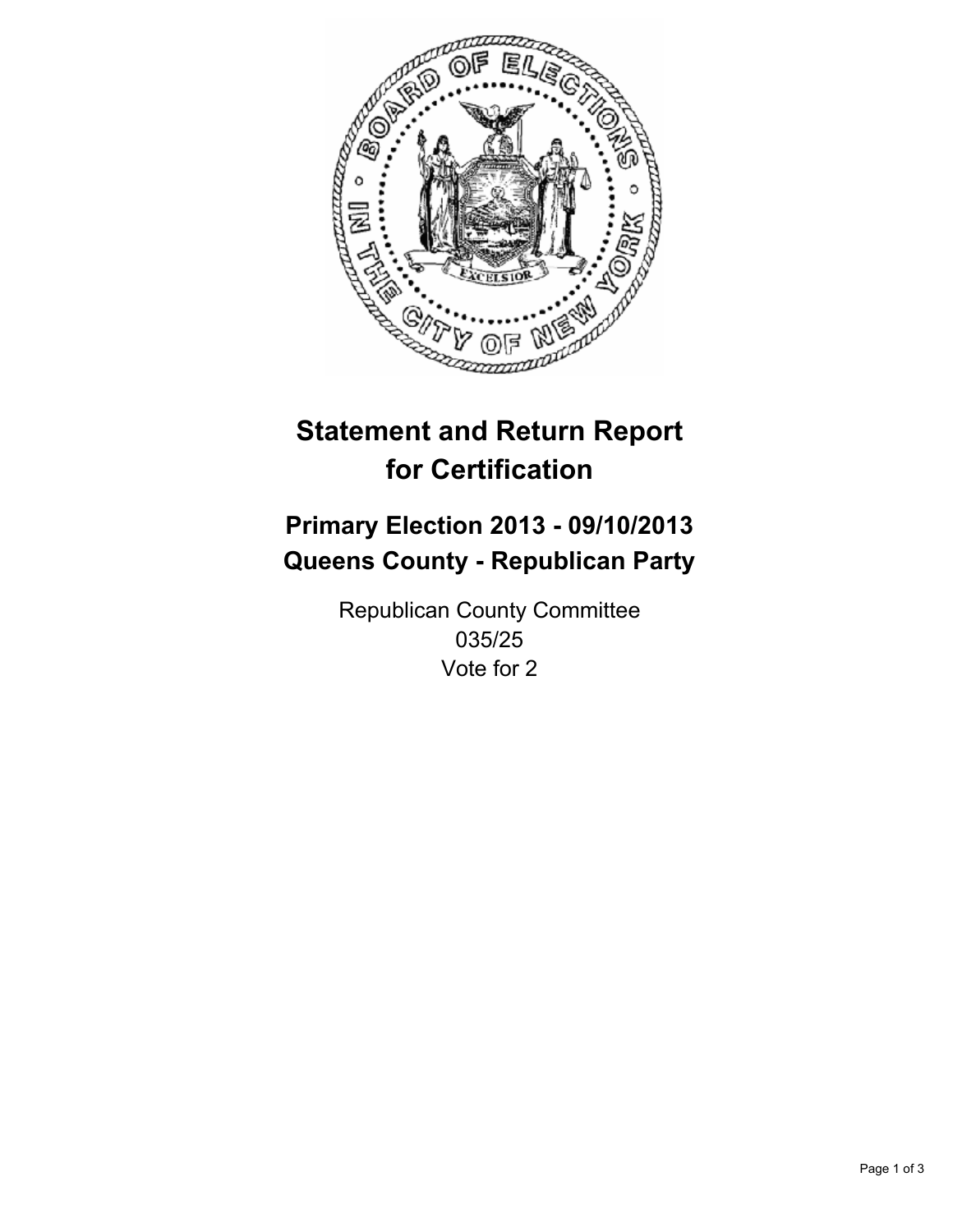# Statement and Return Report for Certification

## Primary Election 2013 - 09/10/2013
## Queens County - Republican Party

Republican County Committee
035/25
Vote for 2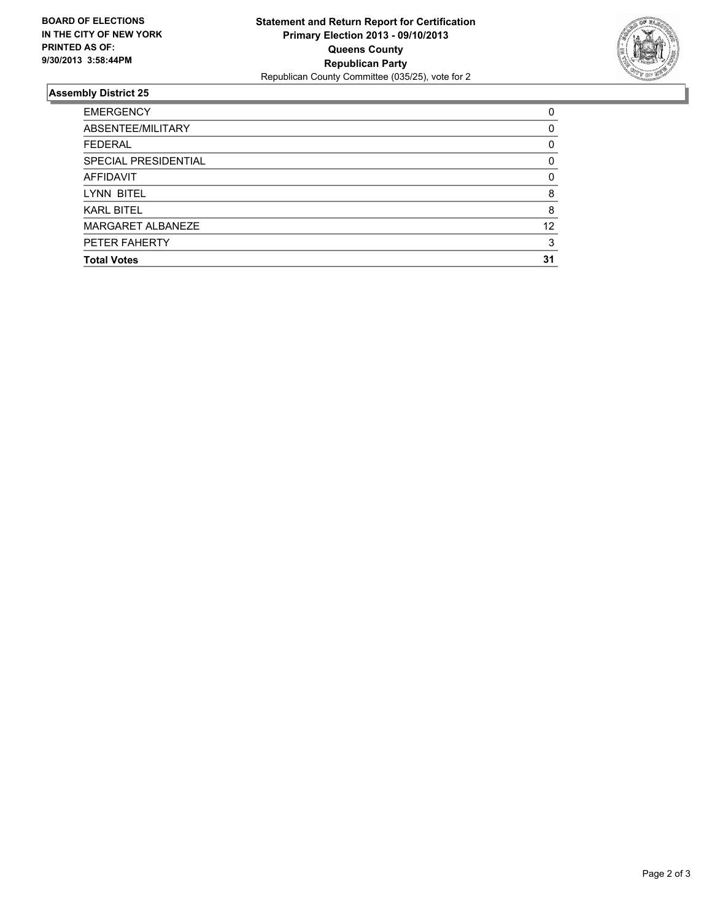**BOARD OF ELECTIONS IN THE CITY OF NEW YORK PRINTED AS OF: 9/30/2013 3:58:44PM**

**Statement and Return Report for Certification**
**Primary Election 2013 - 09/10/2013**
**Queens County**
**Republican Party**
Republican County Committee (035/25), vote for 2

## Assembly District 25

| | |
|---|---|
| EMERGENCY | 0 |
| ABSENTEE/MILITARY | 0 |
| FEDERAL | 0 |
| SPECIAL PRESIDENTIAL | 0 |
| AFFIDAVIT | 0 |
| LYNN BITEL | 8 |
| KARL BITEL | 8 |
| MARGARET ALBANEZE | 12 |
| PETER FAHERTY | 3 |
| **Total Votes** | **31** |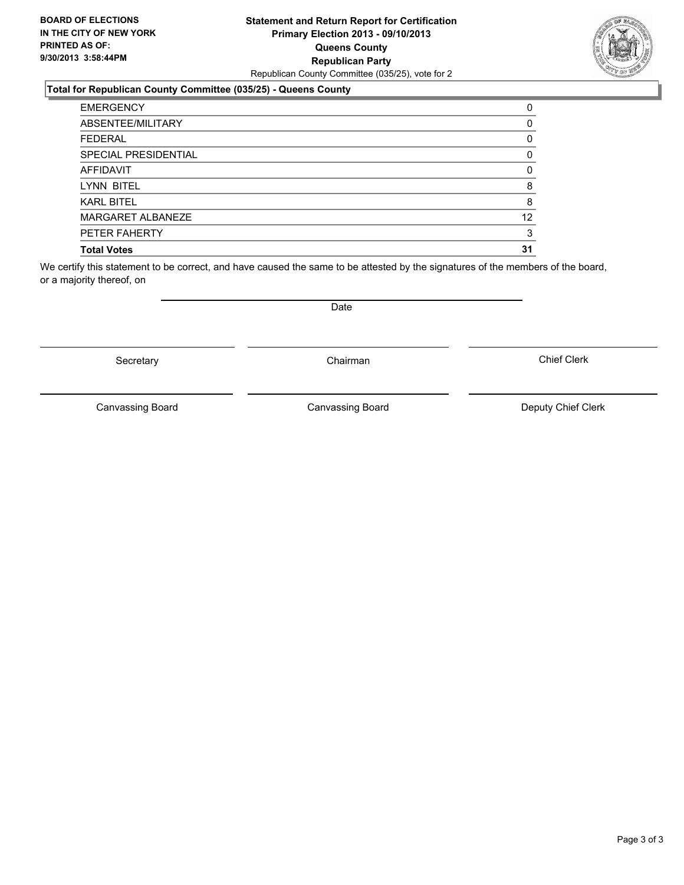**BOARD OF ELECTIONS IN THE CITY OF NEW YORK PRINTED AS OF: 9/30/2013 3:58:44PM**

**Statement and Return Report for Certification Primary Election 2013 - 09/10/2013 Queens County Republican Party**

Republican County Committee (035/25), vote for 2

**Total for Republican County Committee (035/25) - Queens County**

| | |
|---|---|
| EMERGENCY | 0 |
| ABSENTEE/MILITARY | 0 |
| FEDERAL | 0 |
| SPECIAL PRESIDENTIAL | 0 |
| AFFIDAVIT | 0 |
| LYNN BITEL | 8 |
| KARL BITEL | 8 |
| MARGARET ALBANEZE | 12 |
| PETER FAHERTY | 3 |
| **Total Votes** | **31** |

We certify this statement to be correct, and have caused the same to be attested by the signatures of the members of the board, or a majority thereof, on

Date

Secretary

Chairman

Chief Clerk

Canvassing Board

Canvassing Board

Deputy Chief Clerk